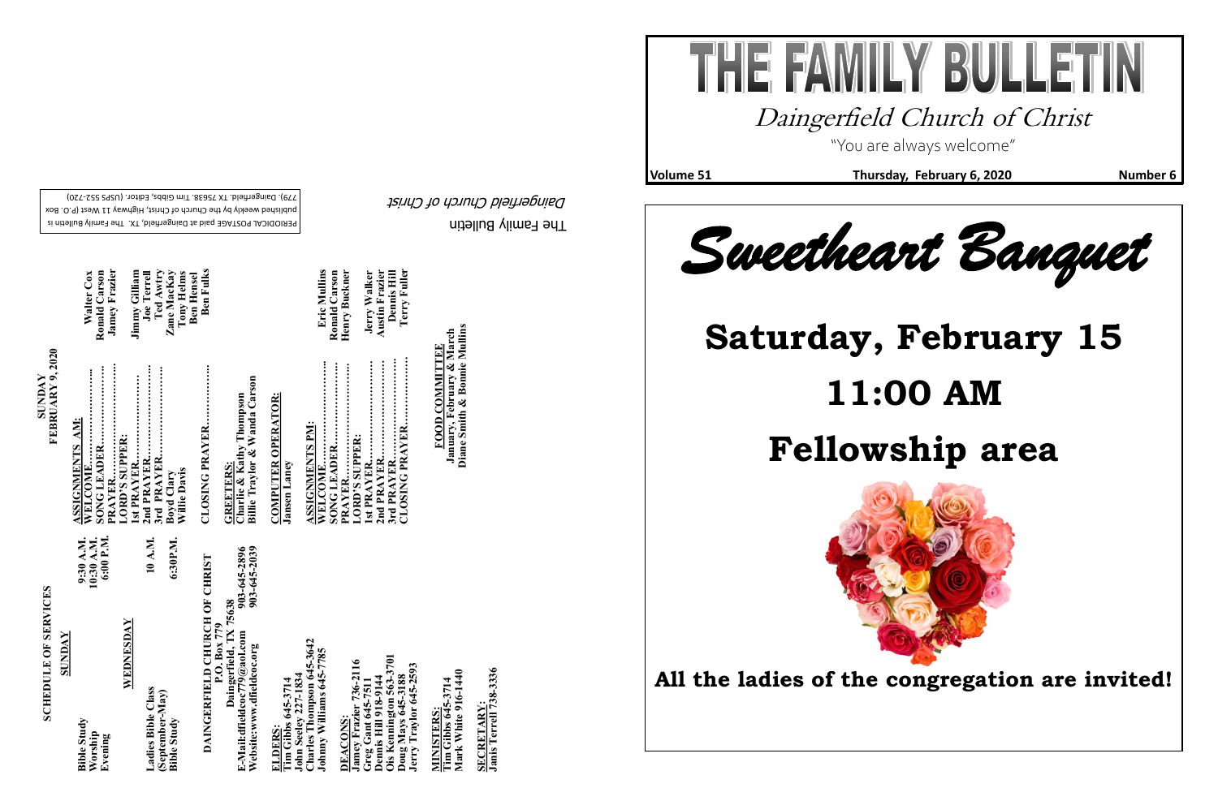# THE FAMILY BULLETIN

## Daingerfield Church of Christ

"You are always welcome"

**Volume 51** **Thursday, February 6, 2020** **Number 6**

# *Sweetheart Banquet*

# Saturday, February 15

# 11:00 AM

# Fellowship area

**All the ladies of the congregation are invited!**

---

## SCHEDULE OF SERVICES

**SUNDAY**

Bible Study 9:30 A.M.
Worship 10:30 A.M.
Evening 6:00 P.M.

**WEDNESDAY**

Ladies Bible Class (September-May) 10 A.M.
Bible Study 6:30P.M.

**DAINGERFIELD CHURCH OF CHRIST**
**P.O. Box 779**
**Daingerfield, TX 75638**
**E-Mail:dfieldcoc779@aol.com 903-645-2896**
**Website:www.dfieldcoc.org 903-645-2039**

**ELDERS:**
Tim Gibbs 645-3714
John Seeley 227-1834
Charles Thompson 645-3642
Johnny Williams 645-7785

**DEACONS:**
Jamey Frazier 736-2116
Greg Gant 645-7511
Dennis Hill 918-9144
Ois Kennington 563-3701
Doug Mays 645-3188
Jerry Traylor 645-2593

**MINISTERS:**
Tim Gibbs 645-3714
Mark White 916-1440

**SECRETARY:**
Janis Terrell 738-3336

## SUNDAY FEBRUARY 9, 2020

**ASSIGNMENTS AM:**
WELCOME.......................... Walter Cox
SONG LEADER.................. Ronald Carson
PRAYER............................ Jamey Frazier
LORD'S SUPPER:
1st PRAYER........................ Jimmy Gilliam
2nd PRAYER....................... Joe Terrell
3rd PRAYER....................... Ted Awtry
Boyd Clary Zane MacKay
Willie Davis Tony Helms
Ben Hensel
CLOSING PRAYER............. Ben Fulks

**GREETERS:**
Charlie & Kathy Thompson
Billie Traylor & Wanda Carson

**COMPUTER OPERATOR:**
Jansen Laney

**ASSIGNMENTS PM:**
WELCOME.......................... Eric Mullins
SONG LEADER.................. Ronald Carson
PRAYER............................ Henry Buckner
LORD'S SUPPER:
1st PRAYER........................ Jerry Walker
2nd PRAYER....................... Austin Frazier
3rd PRAYER....................... Dennis Hill
CLOSING PRAYER............. Terry Fuller

**FOOD COMMITTEE**
January, February & March
Diane Smith & Bonnie Mullins

---

The Family Bulletin
*Daingerfield Church of Christ*

PERIODICAL POSTAGE paid at Daingerfield, TX. The Family Bulletin is published weekly by the Church of Christ, Highway 11 West (P.O. Box 779), Daingerfield, TX 75638. Tim Gibbs, Editor. (USPS 552-720)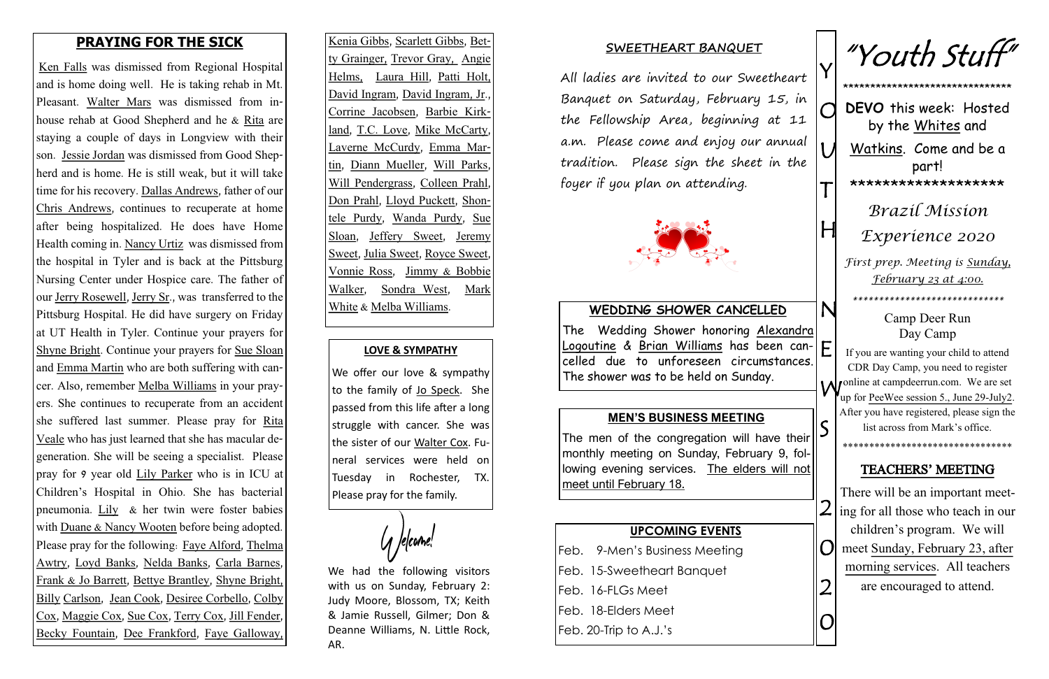## PRAYING FOR THE SICK

Ken Falls was dismissed from Regional Hospital and is home doing well. He is taking rehab in Mt. Pleasant. Walter Mars was dismissed from in-house rehab at Good Shepherd and he & Rita are staying a couple of days in Longview with their son. Jessie Jordan was dismissed from Good Shepherd and is home. He is still weak, but it will take time for his recovery. Dallas Andrews, father of our Chris Andrews, continues to recuperate at home after being hospitalized. He does have Home Health coming in. Nancy Urtiz was dismissed from the hospital in Tyler and is back at the Pittsburg Nursing Center under Hospice care. The father of our Jerry Rosewell, Jerry Sr., was transferred to the Pittsburg Hospital. He did have surgery on Friday at UT Health in Tyler. Continue your prayers for Shyne Bright. Continue your prayers for Sue Sloan and Emma Martin who are both suffering with cancer. Also, remember Melba Williams in your prayers. She continues to recuperate from an accident she suffered last summer. Please pray for Rita Veale who has just learned that she has macular degeneration. She will be seeing a specialist. Please pray for 9 year old Lily Parker who is in ICU at Children's Hospital in Ohio. She has bacterial pneumonia. Lily & her twin were foster babies with Duane & Nancy Wooten before being adopted. Please pray for the following: Faye Alford, Thelma Awtry, Loyd Banks, Nelda Banks, Carla Barnes, Frank & Jo Barrett, Bettye Brantley, Shyne Bright, Billy Carlson, Jean Cook, Desiree Corbello, Colby Cox, Maggie Cox, Sue Cox, Terry Cox, Jill Fender, Becky Fountain, Dee Frankford, Faye Galloway, Kenia Gibbs, Scarlett Gibbs, Betty Grainger, Trevor Gray, Angie Helms, Laura Hill, Patti Holt, David Ingram, David Ingram, Jr., Corrine Jacobsen, Barbie Kirkland, T.C. Love, Mike McCarty, Laverne McCurdy, Emma Martin, Diann Mueller, Will Parks, Will Pendergrass, Colleen Prahl, Don Prahl, Lloyd Puckett, Shontele Purdy, Wanda Purdy, Sue Sloan, Jeffery Sweet, Jeremy Sweet, Julia Sweet, Royce Sweet, Vonnie Ross, Jimmy & Bobbie Walker, Sondra West, Mark White & Melba Williams.

## LOVE & SYMPATHY

We offer our love & sympathy to the family of Jo Speck. She passed from this life after a long struggle with cancer. She was the sister of our Walter Cox. Funeral services were held on Tuesday in Rochester, TX. Please pray for the family.

## Welcome!

We had the following visitors with us on Sunday, February 2: Judy Moore, Blossom, TX; Keith & Jamie Russell, Gilmer; Don & Deanne Williams, N. Little Rock, AR.

## SWEETHEART BANQUET

All ladies are invited to our Sweetheart Banquet on Saturday, February 15, in the Fellowship Area, beginning at 11 a.m. Please come and enjoy our annual tradition. Please sign the sheet in the foyer if you plan on attending.

## WEDDING SHOWER CANCELLED

The Wedding Shower honoring Alexandra Logoutine & Brian Williams has been cancelled due to unforeseen circumstances. The shower was to be held on Sunday.

## MEN'S BUSINESS MEETING

The men of the congregation will have their monthly meeting on Sunday, February 9, following evening services. The elders will not meet until February 18.

## UPCOMING EVENTS

Feb. 9-Men's Business Meeting
Feb. 15-Sweetheart Banquet
Feb. 16-FLGs Meet
Feb. 18-Elders Meet
Feb. 20-Trip to A.J.'s

## YOUTH NEWS 2020

# "Youth Stuff"

********************************

**DEVO** this week: Hosted by the Whites and Watkins. Come and be a part!

*******************

### *Brazil Mission Experience 2020*

*First prep. Meeting is Sunday, February 23 at 4:00.*

****************************

### Camp Deer Run Day Camp

If you are wanting your child to attend CDR Day Camp, you need to register online at campdeerrun.com. We are set up for PeeWee session 5., June 29-July2. After you have registered, please sign the list across from Mark's office.

*********************************

## TEACHERS' MEETING

There will be an important meeting for all those who teach in our children's program. We will meet Sunday, February 23, after morning services. All teachers are encouraged to attend.